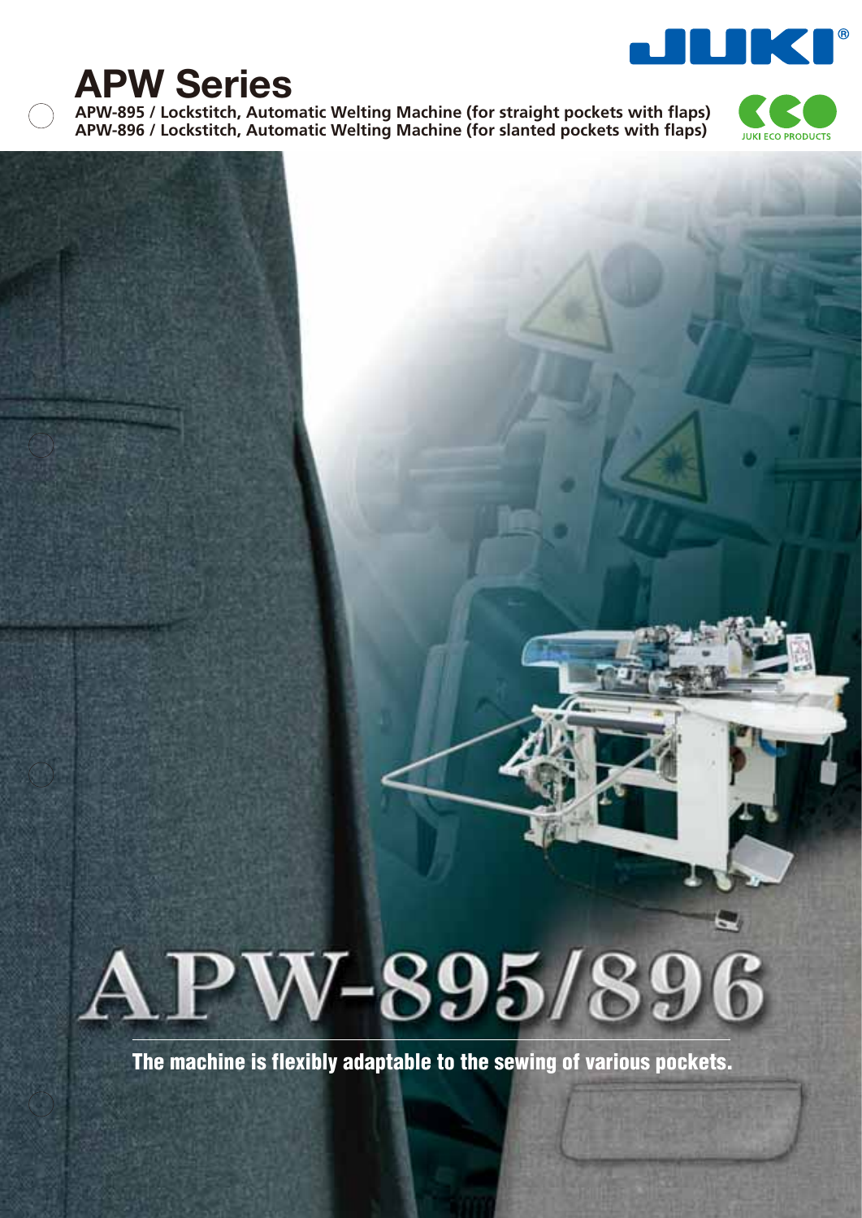# APW Series

**APW-895 / Lockstitch, Automatic Welting Machine (for straight pockets with flaps)**
**APW-896 / Lockstitch, Automatic Welting Machine (for slanted pockets with flaps)**

JUKI ECO PRODUCTS

# APW-895/896

**The machine is flexibly adaptable to the sewing of various pockets.**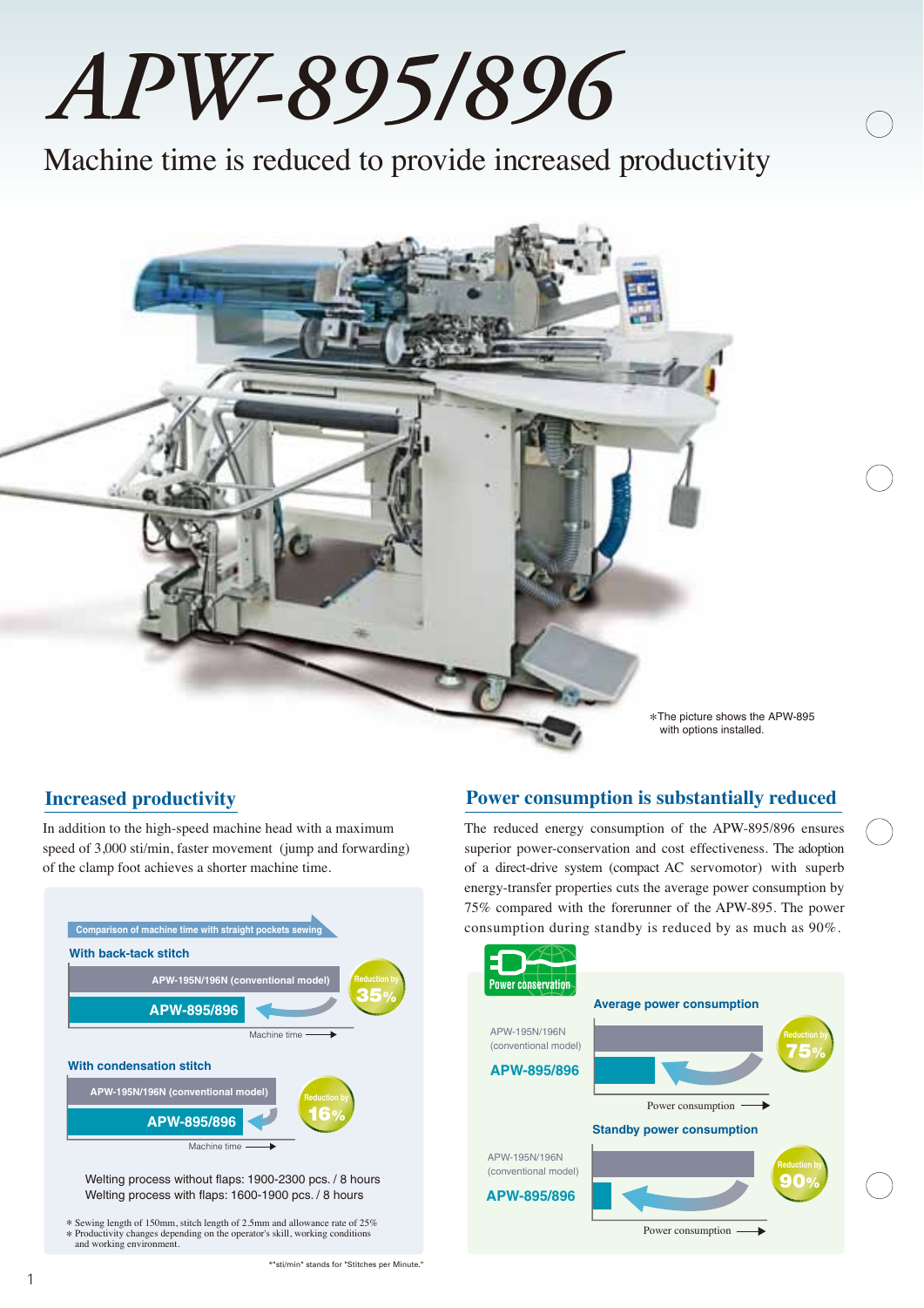# APW-895/896

## Machine time is reduced to provide increased productivity

*The picture shows the APW-895 with options installed.

### Increased productivity

In addition to the high-speed machine head with a maximum speed of 3,000 sti/min, faster movement (jump and forwarding) of the clamp foot achieves a shorter machine time.

**Comparison of machine time with straight pockets sewing**

**With back-tack stitch**

APW-195N/196N (conventional model)

APW-895/896

Reduction by 35%

Machine time →

**With condensation stitch**

APW-195N/196N (conventional model)

APW-895/896

Reduction by 16%

Machine time →

Welting process without flaps: 1900-2300 pcs. / 8 hours
Welting process with flaps: 1600-1900 pcs. / 8 hours

* Sewing length of 150mm, stitch length of 2.5mm and allowance rate of 25%
* Productivity changes depending on the operator's skill, working conditions and working environment.

*"sti/min" stands for "Stitches per Minute."

### Power consumption is substantially reduced

The reduced energy consumption of the APW-895/896 ensures superior power-conservation and cost effectiveness. The adoption of a direct-drive system (compact AC servomotor) with superb energy-transfer properties cuts the average power consumption by 75% compared with the forerunner of the APW-895. The power consumption during standby is reduced by as much as 90%.

Power conservation

**Average power consumption**

APW-195N/196N (conventional model)

APW-895/896

Reduction by 75%

Power consumption →

**Standby power consumption**

APW-195N/196N (conventional model)

APW-895/896

Reduction by 90%

Power consumption →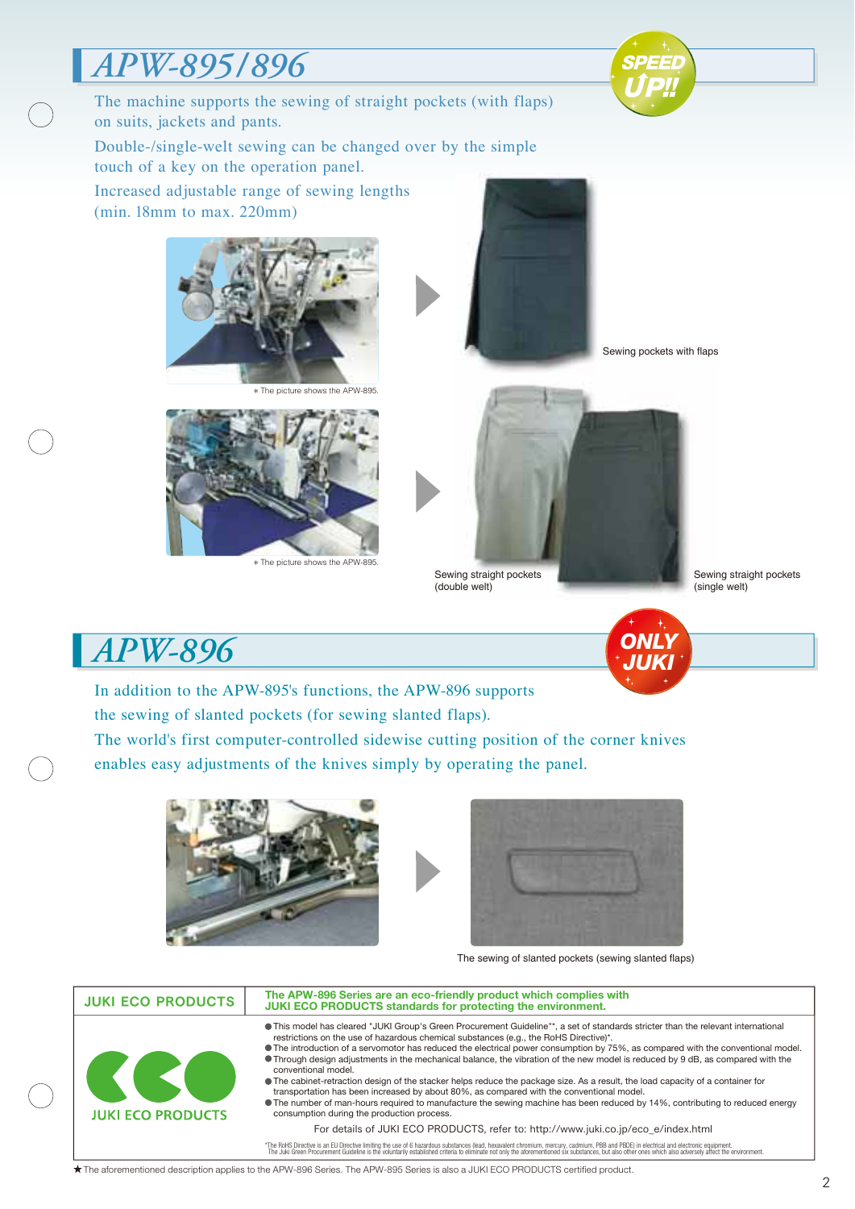# APW-895/896

SPEED UP!!

The machine supports the sewing of straight pockets (with flaps) on suits, jackets and pants.

Double-/single-welt sewing can be changed over by the simple touch of a key on the operation panel.

Increased adjustable range of sewing lengths (min. 18mm to max. 220mm)

* The picture shows the APW-895.

Sewing pockets with flaps

* The picture shows the APW-895.

Sewing straight pockets (double welt)

Sewing straight pockets (single welt)

# APW-896

ONLY JUKI

In addition to the APW-895's functions, the APW-896 supports the sewing of slanted pockets (for sewing slanted flaps).

The world's first computer-controlled sidewise cutting position of the corner knives enables easy adjustments of the knives simply by operating the panel.

The sewing of slanted pockets (sewing slanted flaps)

## JUKI ECO PRODUCTS

**The APW-896 Series are an eco-friendly product which complies with JUKI ECO PRODUCTS standards for protecting the environment.**

JUKI ECO PRODUCTS

- This model has cleared "JUKI Group's Green Procurement Guideline"*, a set of standards stricter than the relevant international restrictions on the use of hazardous chemical substances (e.g., the RoHS Directive)*.
- The introduction of a servomotor has reduced the electrical power consumption by 75%, as compared with the conventional model.
- Through design adjustments in the mechanical balance, the vibration of the new model is reduced by 9 dB, as compared with the conventional model.
- The cabinet-retraction design of the stacker helps reduce the package size. As a result, the load capacity of a container for transportation has been increased by about 80%, as compared with the conventional model.
- The number of man-hours required to manufacture the sewing machine has been reduced by 14%, contributing to reduced energy consumption during the production process.

For details of JUKI ECO PRODUCTS, refer to: http://www.juki.co.jp/eco_e/index.html

*The RoHS Directive is an EU Directive limiting the use of 6 hazardous substances (lead, hexavalent chromium, mercury, cadmium, PBB and PBDE) in electrical and electronic equipment.
The Juki Green Procurement Guideline is the voluntarily established criteria to eliminate not only the aforementioned six substances, but also other ones which also adversely affect the environment.

★The aforementioned description applies to the APW-896 Series. The APW-895 Series is also a JUKI ECO PRODUCTS certified product.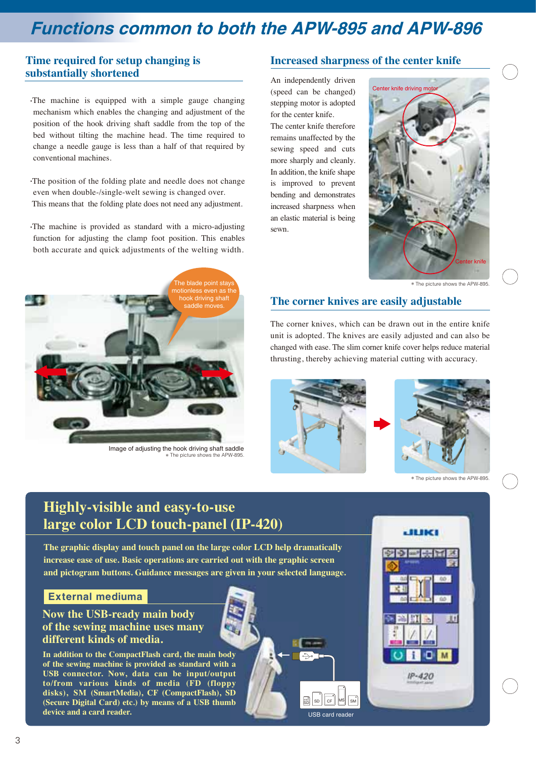# Functions common to both the APW-895 and APW-896

## Time required for setup changing is substantially shortened

- The machine is equipped with a simple gauge changing mechanism which enables the changing and adjustment of the position of the hook driving shaft saddle from the top of the bed without tilting the machine head. The time required to change a needle gauge is less than a half of that required by conventional machines.

- The position of the folding plate and needle does not change even when double-/single-welt sewing is changed over. This means that the folding plate does not need any adjustment.

- The machine is provided as standard with a micro-adjusting function for adjusting the clamp foot position. This enables both accurate and quick adjustments of the welting width.

The blade point stays motionless even as the hook driving shaft saddle moves.

Image of adjusting the hook driving shaft saddle
* The picture shows the APW-895.

## Increased sharpness of the center knife

An independently driven (speed can be changed) stepping motor is adopted for the center knife. The center knife therefore remains unaffected by the sewing speed and cuts more sharply and cleanly. In addition, the knife shape is improved to prevent bending and demonstrates increased sharpness when an elastic material is being sewn.

Center knife driving motor

Center knife

* The picture shows the APW-895.

## The corner knives are easily adjustable

The corner knives, which can be drawn out in the entire knife unit is adopted. The knives are easily adjusted and can also be changed with ease. The slim corner knife cover helps reduce material thrusting, thereby achieving material cutting with accuracy.

* The picture shows the APW-895.

## Highly-visible and easy-to-use large color LCD touch-panel (IP-420)

**The graphic display and touch panel on the large color LCD help dramatically increase ease of use. Basic operations are carried out with the graphic screen and pictogram buttons. Guidance messages are given in your selected language.**

### External mediuma

### Now the USB-ready main body of the sewing machine uses many different kinds of media.

**In addition to the CompactFlash card, the main body of the sewing machine is provided as standard with a USB connector. Now, data can be input/output to/from various kinds of media (FD (floppy disks), SM (SmartMedia), CF (CompactFlash), SD (Secure Digital Card) etc.) by means of a USB thumb device and a card reader.**

USB card reader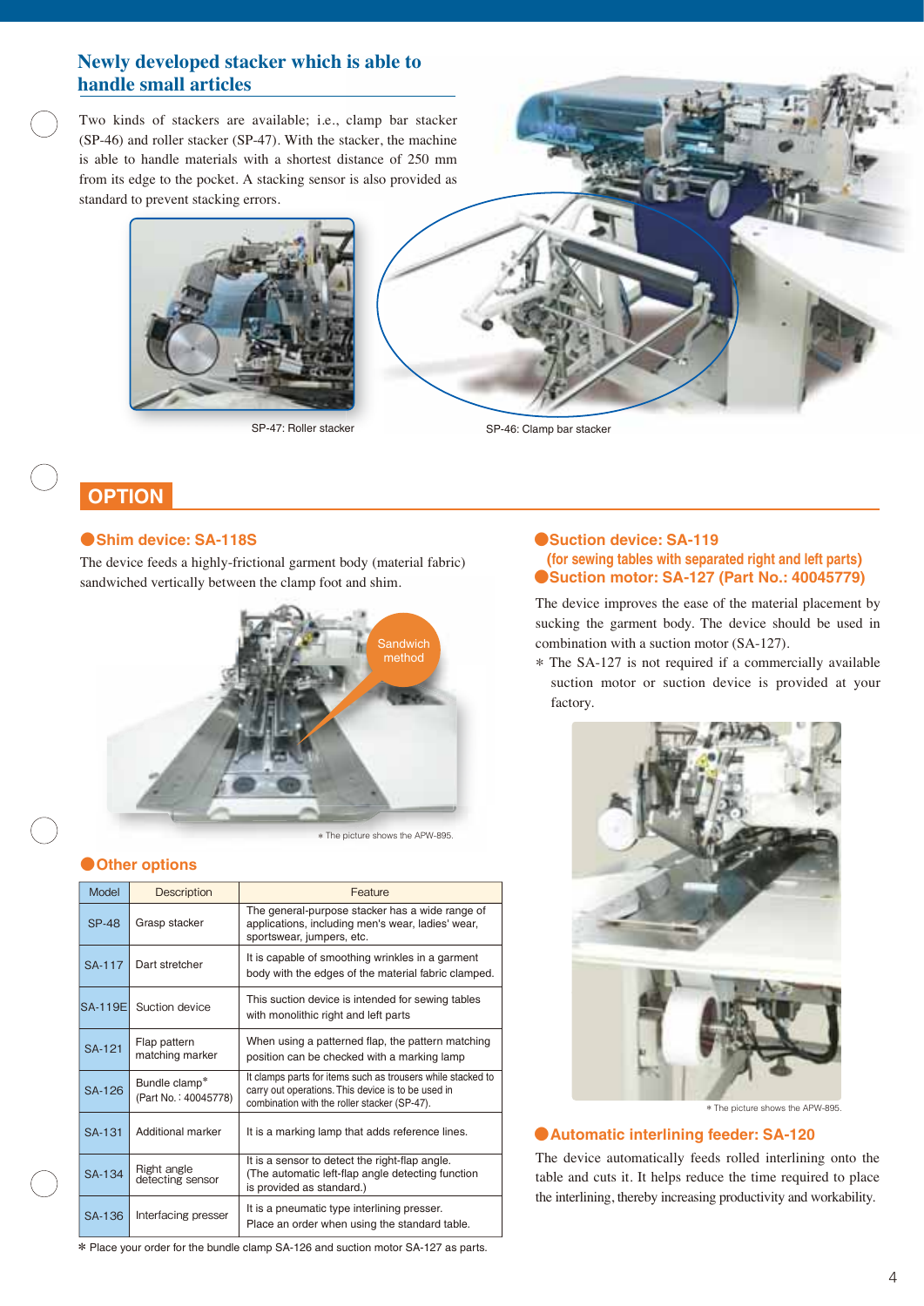## Newly developed stacker which is able to handle small articles

Two kinds of stackers are available; i.e., clamp bar stacker (SP-46) and roller stacker (SP-47). With the stacker, the machine is able to handle materials with a shortest distance of 250 mm from its edge to the pocket. A stacking sensor is also provided as standard to prevent stacking errors.

SP-47: Roller stacker

SP-46: Clamp bar stacker

## OPTION

### ●Shim device: SA-118S

The device feeds a highly-frictional garment body (material fabric) sandwiched vertically between the clamp foot and shim.

Sandwich method

* The picture shows the APW-895.

### ●Other options

| Model | Description | Feature |
|---|---|---|
| SP-48 | Grasp stacker | The general-purpose stacker has a wide range of applications, including men's wear, ladies' wear, sportswear, jumpers, etc. |
| SA-117 | Dart stretcher | It is capable of smoothing wrinkles in a garment body with the edges of the material fabric clamped. |
| SA-119E | Suction device | This suction device is intended for sewing tables with monolithic right and left parts |
| SA-121 | Flap pattern matching marker | When using a patterned flap, the pattern matching position can be checked with a marking lamp |
| SA-126 | Bundle clamp* (Part No. : 40045778) | It clamps parts for items such as trousers while stacked to carry out operations. This device is to be used in combination with the roller stacker (SP-47). |
| SA-131 | Additional marker | It is a marking lamp that adds reference lines. |
| SA-134 | Right angle detecting sensor | It is a sensor to detect the right-flap angle. (The automatic left-flap angle detecting function is provided as standard.) |
| SA-136 | Interfacing presser | It is a pneumatic type interlining presser. Place an order when using the standard table. |

* Place your order for the bundle clamp SA-126 and suction motor SA-127 as parts.

### ●Suction device: SA-119 (for sewing tables with separated right and left parts)
### ●Suction motor: SA-127 (Part No.: 40045779)

The device improves the ease of the material placement by sucking the garment body. The device should be used in combination with a suction motor (SA-127).

* The SA-127 is not required if a commercially available suction motor or suction device is provided at your factory.

* The picture shows the APW-895.

### ●Automatic interlining feeder: SA-120

The device automatically feeds rolled interlining onto the table and cuts it. It helps reduce the time required to place the interlining, thereby increasing productivity and workability.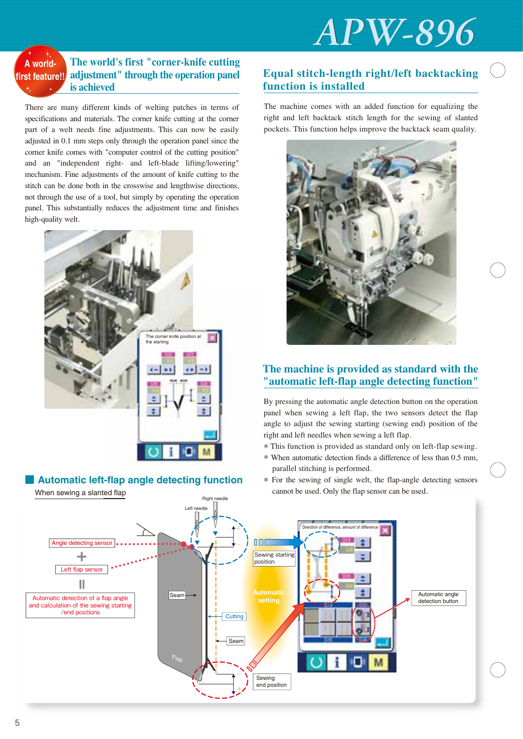# APW-896

A world-first feature!!

## The world's first "corner-knife cutting adjustment" through the operation panel is achieved

There are many different kinds of welting patches in terms of specifications and materials. The corner knife cutting at the corner part of a welt needs fine adjustments. This can now be easily adjusted in 0.1 mm steps only through the operation panel since the corner knife comes with "computer control of the cutting position" and an "independent right- and left-blade lifting/lowering" mechanism. Fine adjustments of the amount of knife cutting to the stitch can be done both in the crosswise and lengthwise directions, not through the use of a tool, but simply by operating the operation panel. This substantially reduces the adjustment time and finishes high-quality welt.

The corner knife position at the starting

## Equal stitch-length right/left backtacking function is installed

The machine comes with an added function for equalizing the right and left backtack stitch length for the sewing of slanted pockets. This function helps improve the backtack seam quality.

## The machine is provided as standard with the "automatic left-flap angle detecting function"

By pressing the automatic angle detection button on the operation panel when sewing a left flap, the two sensors detect the flap angle to adjust the sewing starting (sewing end) position of the right and left needles when sewing a left flap.

∗ This function is provided as standard only on left-flap sewing.
∗ When automatic detection finds a difference of less than 0.5 mm, parallel stitching is performed.
∗ For the sewing of single welt, the flap-angle detecting sensors cannot be used. Only the flap sensor can be used.

### Automatic left-flap angle detecting function

When sewing a slanted flap

Angle detecting sensor + Left flap sensor = Automatic detection of a flap angle and calculation of the sewing starting /end positions

Left needle, Right needle, Seam, Cutting, Seam, Flap

Sewing starting position, Automatic setting, Sewing end position

Direction of difference, amount of difference

Automatic angle detection button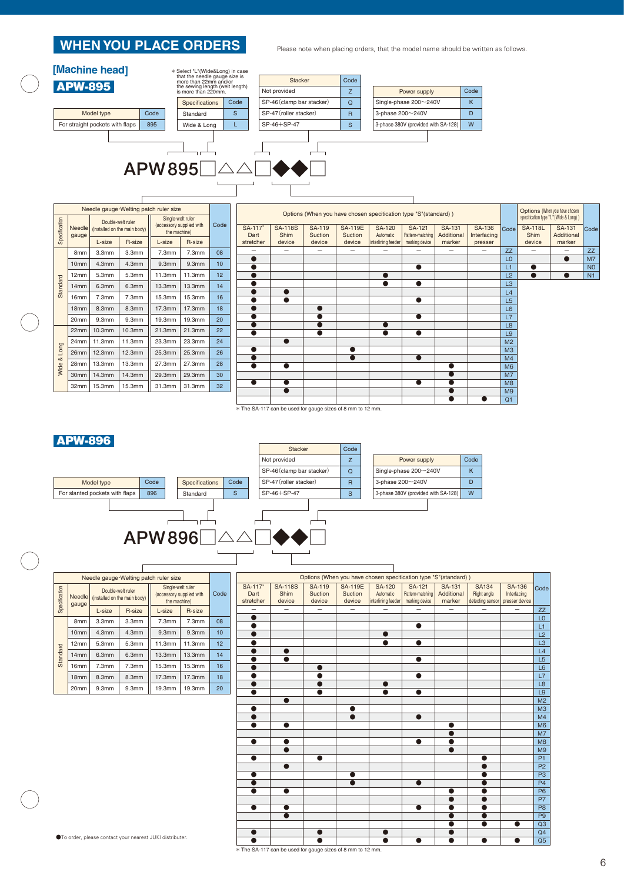# WHEN YOU PLACE ORDERS

Please note when placing orders, that the model name should be written as follows.

## [Machine head]

## APW-895

∗ Select "L"(Wide&Long) in case that the needle gauge size is more than 22mm and/or the sewing length (welt length) is more than 220mm.

| Model type | Code |
|---|---|
| For straight pockets with flaps | 895 |

| Specifications | Code |
|---|---|
| Standard | S |
| Wide & Long | L |

| Stacker | Code |
|---|---|
| Not provided | Z |
| SP-46 (clamp bar stacker) | Q |
| SP-47 (roller stacker) | R |
| SP-46+SP-47 | S |

| Power supply | Code |
|---|---|
| Single-phase 200〜240V | K |
| 3-phase 200〜240V | D |
| 3-phase 380V (provided with SA-128) | W |

**APW895□△△□◆◆□**

| Specification | Needle gauge | Double-welt ruler (installed on the main body) L-size | Double-welt ruler (installed on the main body) R-size | Single-welt ruler (accessory supplied with the machine) L-size | Single-welt ruler (accessory supplied with the machine) R-size | Code |
|---|---|---|---|---|---|---|
| Standard | 8mm | 3.3mm | 3.3mm | 7.3mm | 7.3mm | 08 |
| Standard | 10mm | 4.3mm | 4.3mm | 9.3mm | 9.3mm | 10 |
| Standard | 12mm | 5.3mm | 5.3mm | 11.3mm | 11.3mm | 12 |
| Standard | 14mm | 6.3mm | 6.3mm | 13.3mm | 13.3mm | 14 |
| Standard | 16mm | 7.3mm | 7.3mm | 15.3mm | 15.3mm | 16 |
| Standard | 18mm | 8.3mm | 8.3mm | 17.3mm | 17.3mm | 18 |
| Standard | 20mm | 9.3mm | 9.3mm | 19.3mm | 19.3mm | 20 |
| Wide & Long | 22mm | 10.3mm | 10.3mm | 21.3mm | 21.3mm | 22 |
| Wide & Long | 24mm | 11.3mm | 11.3mm | 23.3mm | 23.3mm | 24 |
| Wide & Long | 26mm | 12.3mm | 12.3mm | 25.3mm | 25.3mm | 26 |
| Wide & Long | 28mm | 13.3mm | 13.3mm | 27.3mm | 27.3mm | 28 |
| Wide & Long | 30mm | 14.3mm | 14.3mm | 29.3mm | 29.3mm | 30 |
| Wide & Long | 32mm | 15.3mm | 15.3mm | 31.3mm | 31.3mm | 32 |

Options (When you have chosen specification type "S"(standard))

| SA-117* Dart stretcher | SA-118S Shim device | SA-119 Suction device | SA-119E Suction device | SA-120 Automatic interlining feeder | SA-121 Pattern-matching marking device | SA-131 Additional marker | SA-136 Interfacing presser | Code |
|---|---|---|---|---|---|---|---|---|
| – | – | – | – | – | – | – | – | ZZ |
| ● | | | | | | | | L0 |
| ● | | | | | ● | | | L1 |
| ● | | | | ● | | | | L2 |
| ● | | | | ● | ● | | | L3 |
| ● | ● | | | | | | | L4 |
| ● | ● | | | | ● | | | L5 |
| ● | | ● | | | | | | L6 |
| ● | | ● | | | ● | | | L7 |
| ● | | ● | | ● | | | | L8 |
| ● | | ● | | ● | ● | | | L9 |
| | ● | | | | | | | M2 |
| ● | | | ● | | | | | M3 |
| ● | | | ● | | ● | | | M4 |
| ● | ● | | | | | ● | | M6 |
| | | | | | | ● | | M7 |
| ● | ● | | | | ● | ● | | M8 |
| | ● | | | | | ● | | M9 |
| | | | | | | ● | ● | Q1 |

Options (When you have chosen specification type "L"(Wide & Long))

| SA-118L Shim device | SA-131 Additional marker | Code |
|---|---|---|
| – | – | ZZ |
| | ● | M7 |
| ● | | N0 |
| ● | ● | N1 |

∗ The SA-117 can be used for gauge sizes of 8 mm to 12 mm.

## APW-896

| Model type | Code |
|---|---|
| For slanted pockets with flaps | 896 |

| Specifications | Code |
|---|---|
| Standard | S |

| Stacker | Code |
|---|---|
| Not provided | Z |
| SP-46 (clamp bar stacker) | Q |
| SP-47 (roller stacker) | R |
| SP-46+SP-47 | S |

| Power supply | Code |
|---|---|
| Single-phase 200〜240V | K |
| 3-phase 200〜240V | D |
| 3-phase 380V (provided with SA-128) | W |

**APW896□△△□◆◆□**

| Specification | Needle gauge | Double-welt ruler (installed on the main body) L-size | Double-welt ruler (installed on the main body) R-size | Single-welt ruler (accessory supplied with the machine) L-size | Single-welt ruler (accessory supplied with the machine) R-size | Code |
|---|---|---|---|---|---|---|
| Standard | 8mm | 3.3mm | 3.3mm | 7.3mm | 7.3mm | 08 |
| Standard | 10mm | 4.3mm | 4.3mm | 9.3mm | 9.3mm | 10 |
| Standard | 12mm | 5.3mm | 5.3mm | 11.3mm | 11.3mm | 12 |
| Standard | 14mm | 6.3mm | 6.3mm | 13.3mm | 13.3mm | 14 |
| Standard | 16mm | 7.3mm | 7.3mm | 15.3mm | 15.3mm | 16 |
| Standard | 18mm | 8.3mm | 8.3mm | 17.3mm | 17.3mm | 18 |
| Standard | 20mm | 9.3mm | 9.3mm | 19.3mm | 19.3mm | 20 |

Options (When you have chosen specification type "S"(standard))

| SA-117* Dart stretcher | SA-118S Shim device | SA-119 Suction device | SA-119E Suction device | SA-120 Automatic interlining feeder | SA-121 Pattern-matching marking device | SA-131 Additional marker | SA134 Right angle detecting sensor | SA-136 Interfacing presser device | Code |
|---|---|---|---|---|---|---|---|---|---|
| – | – | – | – | – | – | – | – | – | ZZ |
| ● | | | | | | | | | L0 |
| ● | | | | | ● | | | | L1 |
| ● | | | | ● | | | | | L2 |
| ● | | | | ● | ● | | | | L3 |
| ● | ● | | | | | | | | L4 |
| ● | ● | | | | ● | | | | L5 |
| ● | | ● | | | | | | | L6 |
| ● | | ● | | | ● | | | | L7 |
| ● | | ● | | ● | | | | | L8 |
| ● | | ● | | ● | ● | | | | L9 |
| | ● | | | | | | | | M2 |
| ● | | | ● | | | | | | M3 |
| ● | | | ● | | ● | | | | M4 |
| ● | ● | | | | | ● | | | M6 |
| | | | | | | ● | | | M7 |
| ● | ● | | | | ● | ● | | | M8 |
| | ● | | | | | ● | | | M9 |
| ● | | ● | | | | | ● | | P1 |
| | ● | | | | | | ● | | P2 |
| ● | | | ● | | | | ● | | P3 |
| ● | | | ● | | ● | | ● | | P4 |
| ● | ● | | | | | ● | ● | | P6 |
| | | | | | | ● | ● | | P7 |
| ● | ● | | | | ● | ● | ● | | P8 |
| | ● | | | | | ● | ● | | P9 |
| | | | | | | ● | ● | ● | Q3 |
| ● | | ● | | ● | | ● | | | Q4 |
| ● | | ● | | ● | ● | ● | ● | ● | Q5 |

∗ The SA-117 can be used for gauge sizes of 8 mm to 12 mm.

●To order, please contact your nearest JUKI distributer.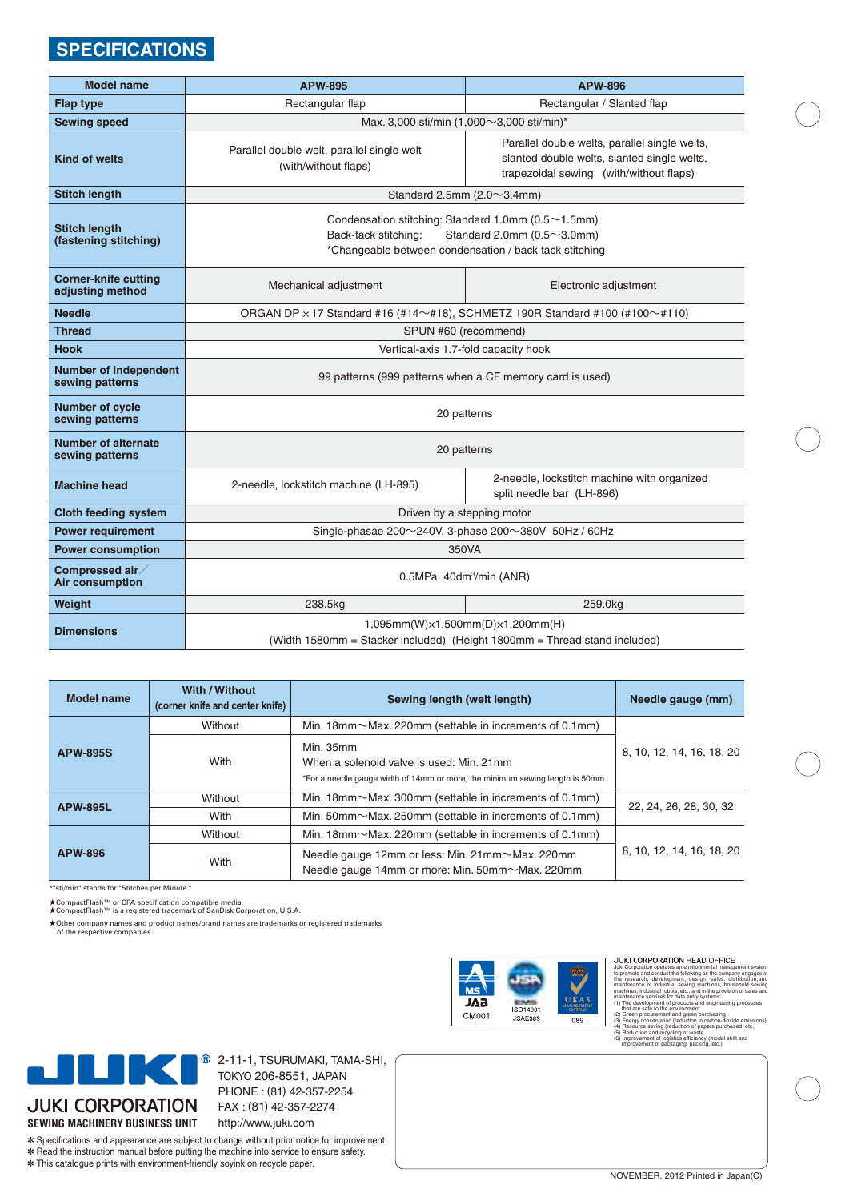# SPECIFICATIONS

| Model name | APW-895 | APW-896 |
|---|---|---|
| Flap type | Rectangular flap | Rectangular / Slanted flap |
| Sewing speed | Max. 3,000 sti/min (1,000〜3,000 sti/min)* | |
| Kind of welts | Parallel double welt, parallel single welt (with/without flaps) | Parallel double welts, parallel single welts, slanted double welts, slanted single welts, trapezoidal sewing (with/without flaps) |
| Stitch length | Standard 2.5mm (2.0〜3.4mm) | |
| Stitch length (fastening stitching) | Condensation stitching: Standard 1.0mm (0.5〜1.5mm)<br>Back-tack stitching: Standard 2.0mm (0.5〜3.0mm)<br>*Changeable between condensation / back tack stitching | |
| Corner-knife cutting adjusting method | Mechanical adjustment | Electronic adjustment |
| Needle | ORGAN DP × 17 Standard #16 (#14〜#18), SCHMETZ 190R Standard #100 (#100〜#110) | |
| Thread | SPUN #60 (recommend) | |
| Hook | Vertical-axis 1.7-fold capacity hook | |
| Number of independent sewing patterns | 99 patterns (999 patterns when a CF memory card is used) | |
| Number of cycle sewing patterns | 20 patterns | |
| Number of alternate sewing patterns | 20 patterns | |
| Machine head | 2-needle, lockstitch machine (LH-895) | 2-needle, lockstitch machine with organized split needle bar (LH-896) |
| Cloth feeding system | Driven by a stepping motor | |
| Power requirement | Single-phasae 200〜240V, 3-phase 200〜380V 50Hz / 60Hz | |
| Power consumption | 350VA | |
| Compressed air / Air consumption | 0.5MPa, 40dm³/min (ANR) | |
| Weight | 238.5kg | 259.0kg |
| Dimensions | 1,095mm(W)×1,500mm(D)×1,200mm(H)<br>(Width 1580mm = Stacker included) (Height 1800mm = Thread stand included) | |

| Model name | With / Without (corner knife and center knife) | Sewing length (welt length) | Needle gauge (mm) |
|---|---|---|---|
| APW-895S | Without | Min. 18mm〜Max. 220mm (settable in increments of 0.1mm) | 8, 10, 12, 14, 16, 18, 20 |
| | With | Min. 35mm<br>When a solenoid valve is used: Min. 21mm<br>*For a needle gauge width of 14mm or more, the minimum sewing length is 50mm. | |
| APW-895L | Without | Min. 18mm〜Max. 300mm (settable in increments of 0.1mm) | 22, 24, 26, 28, 30, 32 |
| | With | Min. 50mm〜Max. 250mm (settable in increments of 0.1mm) | |
| APW-896 | Without | Min. 18mm〜Max. 220mm (settable in increments of 0.1mm) | 8, 10, 12, 14, 16, 18, 20 |
| | With | Needle gauge 12mm or less: Min. 21mm〜Max. 220mm<br>Needle gauge 14mm or more: Min. 50mm〜Max. 220mm | |

*"sti/min" stands for "Stitches per Minute."

★CompactFlash™ or CFA specification compatible media.
★CompactFlash™ is a registered trademark of SanDisk Corporation, U.S.A.

★Other company names and product names/brand names are trademarks or registered trademarks of the respective companies.

JAB CM001 · JSA ISO14001 JSAE389 · UKAS 089

**JUKI CORPORATION HEAD OFFICE**
Juki Corporation operates an environmental management system to promote and conduct the following as the company engages in the research, development, design, sales, distribution,and maintenance of industrial sewing machines, household sewing machines, industrial robots, etc., and in the provision of sales and maintenance services for data entry systems:
(1) The development of products and engineering processes that are safe to the environment
(2) Green procurement and green purchasing
(3) Energy conservation (reduction in carbon-dioxide emissions)
(4) Resource saving (reduction of papers purchased, etc.)
(5) Reduction and recycling of waste
(6) Improvement of logistics efficiency (modal shift and improvement of packaging, packing, etc.)

**JUKI CORPORATION**
**SEWING MACHINERY BUSINESS UNIT**

2-11-1, TSURUMAKI, TAMA-SHI,
TOKYO 206-8551, JAPAN
PHONE : (81) 42-357-2254
FAX : (81) 42-357-2274
http://www.juki.com

✻ Specifications and appearance are subject to change without prior notice for improvement.
✻ Read the instruction manual before putting the machine into service to ensure safety.
✻ This catalogue prints with environment-friendly soyink on recycle paper.

NOVEMBER, 2012 Printed in Japan(C)